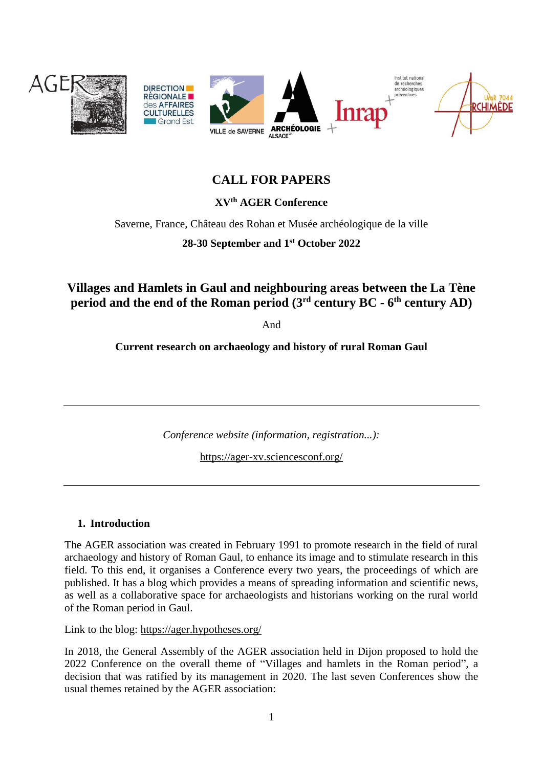# CALL FOR PAPERS

### XV$^{th}$ AGER Conference

Saverne, France, Château des Rohan et Musée archéologique de la ville

**28-30 September and 1$^{st}$ October 2022**

## Villages and Hamlets in Gaul and neighbouring areas between the La Tène period and the end of the Roman period (3$^{rd}$ century BC - 6$^{th}$ century AD)

And

**Current research on archaeology and history of rural Roman Gaul**

---

*Conference website (information, registration...):*

https://ager-xv.sciencesconf.org/

---

### 1. Introduction

The AGER association was created in February 1991 to promote research in the field of rural archaeology and history of Roman Gaul, to enhance its image and to stimulate research in this field. To this end, it organises a Conference every two years, the proceedings of which are published. It has a blog which provides a means of spreading information and scientific news, as well as a collaborative space for archaeologists and historians working on the rural world of the Roman period in Gaul.

Link to the blog: https://ager.hypotheses.org/

In 2018, the General Assembly of the AGER association held in Dijon proposed to hold the 2022 Conference on the overall theme of "Villages and hamlets in the Roman period", a decision that was ratified by its management in 2020. The last seven Conferences show the usual themes retained by the AGER association: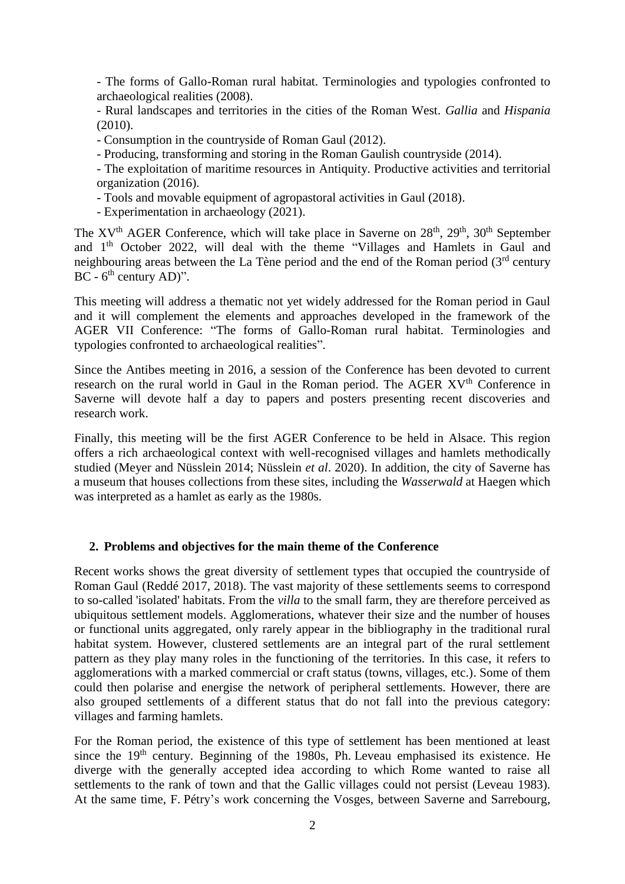- The forms of Gallo-Roman rural habitat. Terminologies and typologies confronted to archaeological realities (2008).
- Rural landscapes and territories in the cities of the Roman West. *Gallia* and *Hispania* (2010).
- Consumption in the countryside of Roman Gaul (2012).
- Producing, transforming and storing in the Roman Gaulish countryside (2014).
- The exploitation of maritime resources in Antiquity. Productive activities and territorial organization (2016).
- Tools and movable equipment of agropastoral activities in Gaul (2018).
- Experimentation in archaeology (2021).

The XV$^{th}$ AGER Conference, which will take place in Saverne on 28$^{th}$, 29$^{th}$, 30$^{th}$ September and 1$^{th}$ October 2022, will deal with the theme "Villages and Hamlets in Gaul and neighbouring areas between the La Tène period and the end of the Roman period (3$^{rd}$ century BC - 6$^{th}$ century AD)".

This meeting will address a thematic not yet widely addressed for the Roman period in Gaul and it will complement the elements and approaches developed in the framework of the AGER VII Conference: "The forms of Gallo-Roman rural habitat. Terminologies and typologies confronted to archaeological realities".

Since the Antibes meeting in 2016, a session of the Conference has been devoted to current research on the rural world in Gaul in the Roman period. The AGER XV$^{th}$ Conference in Saverne will devote half a day to papers and posters presenting recent discoveries and research work.

Finally, this meeting will be the first AGER Conference to be held in Alsace. This region offers a rich archaeological context with well-recognised villages and hamlets methodically studied (Meyer and Nüsslein 2014; Nüsslein *et al*. 2020). In addition, the city of Saverne has a museum that houses collections from these sites, including the *Wasserwald* at Haegen which was interpreted as a hamlet as early as the 1980s.

## 2. Problems and objectives for the main theme of the Conference

Recent works shows the great diversity of settlement types that occupied the countryside of Roman Gaul (Reddé 2017, 2018). The vast majority of these settlements seems to correspond to so-called 'isolated' habitats. From the *villa* to the small farm, they are therefore perceived as ubiquitous settlement models. Agglomerations, whatever their size and the number of houses or functional units aggregated, only rarely appear in the bibliography in the traditional rural habitat system. However, clustered settlements are an integral part of the rural settlement pattern as they play many roles in the functioning of the territories. In this case, it refers to agglomerations with a marked commercial or craft status (towns, villages, etc.). Some of them could then polarise and energise the network of peripheral settlements. However, there are also grouped settlements of a different status that do not fall into the previous category: villages and farming hamlets.

For the Roman period, the existence of this type of settlement has been mentioned at least since the 19$^{th}$ century. Beginning of the 1980s, Ph. Leveau emphasised its existence. He diverge with the generally accepted idea according to which Rome wanted to raise all settlements to the rank of town and that the Gallic villages could not persist (Leveau 1983). At the same time, F. Pétry's work concerning the Vosges, between Saverne and Sarrebourg,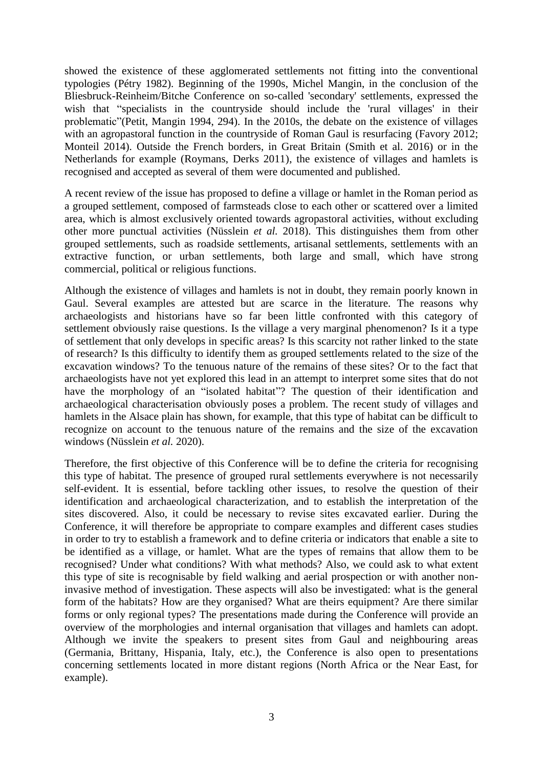showed the existence of these agglomerated settlements not fitting into the conventional typologies (Pétry 1982). Beginning of the 1990s, Michel Mangin, in the conclusion of the Bliesbruck-Reinheim/Bitche Conference on so-called 'secondary' settlements, expressed the wish that "specialists in the countryside should include the 'rural villages' in their problematic"(Petit, Mangin 1994, 294). In the 2010s, the debate on the existence of villages with an agropastoral function in the countryside of Roman Gaul is resurfacing (Favory 2012; Monteil 2014). Outside the French borders, in Great Britain (Smith et al. 2016) or in the Netherlands for example (Roymans, Derks 2011), the existence of villages and hamlets is recognised and accepted as several of them were documented and published.

A recent review of the issue has proposed to define a village or hamlet in the Roman period as a grouped settlement, composed of farmsteads close to each other or scattered over a limited area, which is almost exclusively oriented towards agropastoral activities, without excluding other more punctual activities (Nüsslein *et al.* 2018). This distinguishes them from other grouped settlements, such as roadside settlements, artisanal settlements, settlements with an extractive function, or urban settlements, both large and small, which have strong commercial, political or religious functions.

Although the existence of villages and hamlets is not in doubt, they remain poorly known in Gaul. Several examples are attested but are scarce in the literature. The reasons why archaeologists and historians have so far been little confronted with this category of settlement obviously raise questions. Is the village a very marginal phenomenon? Is it a type of settlement that only develops in specific areas? Is this scarcity not rather linked to the state of research? Is this difficulty to identify them as grouped settlements related to the size of the excavation windows? To the tenuous nature of the remains of these sites? Or to the fact that archaeologists have not yet explored this lead in an attempt to interpret some sites that do not have the morphology of an "isolated habitat"? The question of their identification and archaeological characterisation obviously poses a problem. The recent study of villages and hamlets in the Alsace plain has shown, for example, that this type of habitat can be difficult to recognize on account to the tenuous nature of the remains and the size of the excavation windows (Nüsslein *et al.* 2020).

Therefore, the first objective of this Conference will be to define the criteria for recognising this type of habitat. The presence of grouped rural settlements everywhere is not necessarily self-evident. It is essential, before tackling other issues, to resolve the question of their identification and archaeological characterization, and to establish the interpretation of the sites discovered. Also, it could be necessary to revise sites excavated earlier. During the Conference, it will therefore be appropriate to compare examples and different cases studies in order to try to establish a framework and to define criteria or indicators that enable a site to be identified as a village, or hamlet. What are the types of remains that allow them to be recognised? Under what conditions? With what methods? Also, we could ask to what extent this type of site is recognisable by field walking and aerial prospection or with another non-invasive method of investigation. These aspects will also be investigated: what is the general form of the habitats? How are they organised? What are theirs equipment? Are there similar forms or only regional types? The presentations made during the Conference will provide an overview of the morphologies and internal organisation that villages and hamlets can adopt. Although we invite the speakers to present sites from Gaul and neighbouring areas (Germania, Brittany, Hispania, Italy, etc.), the Conference is also open to presentations concerning settlements located in more distant regions (North Africa or the Near East, for example).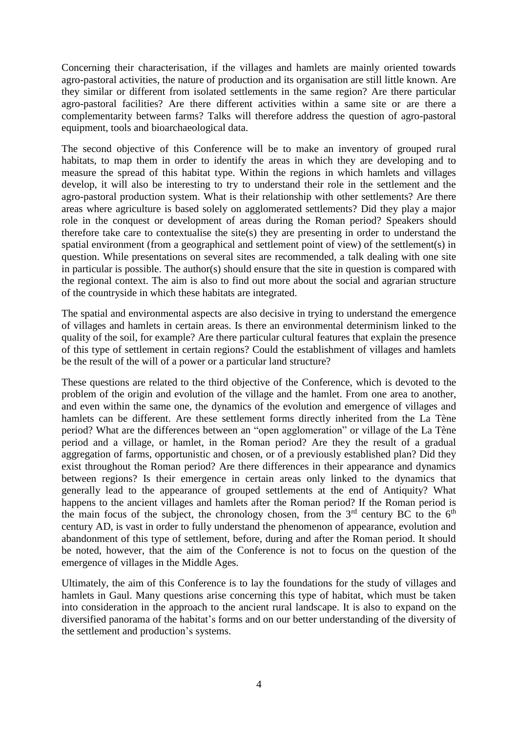Concerning their characterisation, if the villages and hamlets are mainly oriented towards agro-pastoral activities, the nature of production and its organisation are still little known. Are they similar or different from isolated settlements in the same region? Are there particular agro-pastoral facilities? Are there different activities within a same site or are there a complementarity between farms? Talks will therefore address the question of agro-pastoral equipment, tools and bioarchaeological data.

The second objective of this Conference will be to make an inventory of grouped rural habitats, to map them in order to identify the areas in which they are developing and to measure the spread of this habitat type. Within the regions in which hamlets and villages develop, it will also be interesting to try to understand their role in the settlement and the agro-pastoral production system. What is their relationship with other settlements? Are there areas where agriculture is based solely on agglomerated settlements? Did they play a major role in the conquest or development of areas during the Roman period? Speakers should therefore take care to contextualise the site(s) they are presenting in order to understand the spatial environment (from a geographical and settlement point of view) of the settlement(s) in question. While presentations on several sites are recommended, a talk dealing with one site in particular is possible. The author(s) should ensure that the site in question is compared with the regional context. The aim is also to find out more about the social and agrarian structure of the countryside in which these habitats are integrated.

The spatial and environmental aspects are also decisive in trying to understand the emergence of villages and hamlets in certain areas. Is there an environmental determinism linked to the quality of the soil, for example? Are there particular cultural features that explain the presence of this type of settlement in certain regions? Could the establishment of villages and hamlets be the result of the will of a power or a particular land structure?

These questions are related to the third objective of the Conference, which is devoted to the problem of the origin and evolution of the village and the hamlet. From one area to another, and even within the same one, the dynamics of the evolution and emergence of villages and hamlets can be different. Are these settlement forms directly inherited from the La Tène period? What are the differences between an "open agglomeration" or village of the La Tène period and a village, or hamlet, in the Roman period? Are they the result of a gradual aggregation of farms, opportunistic and chosen, or of a previously established plan? Did they exist throughout the Roman period? Are there differences in their appearance and dynamics between regions? Is their emergence in certain areas only linked to the dynamics that generally lead to the appearance of grouped settlements at the end of Antiquity? What happens to the ancient villages and hamlets after the Roman period? If the Roman period is the main focus of the subject, the chronology chosen, from the 3rd century BC to the 6th century AD, is vast in order to fully understand the phenomenon of appearance, evolution and abandonment of this type of settlement, before, during and after the Roman period. It should be noted, however, that the aim of the Conference is not to focus on the question of the emergence of villages in the Middle Ages.

Ultimately, the aim of this Conference is to lay the foundations for the study of villages and hamlets in Gaul. Many questions arise concerning this type of habitat, which must be taken into consideration in the approach to the ancient rural landscape. It is also to expand on the diversified panorama of the habitat's forms and on our better understanding of the diversity of the settlement and production's systems.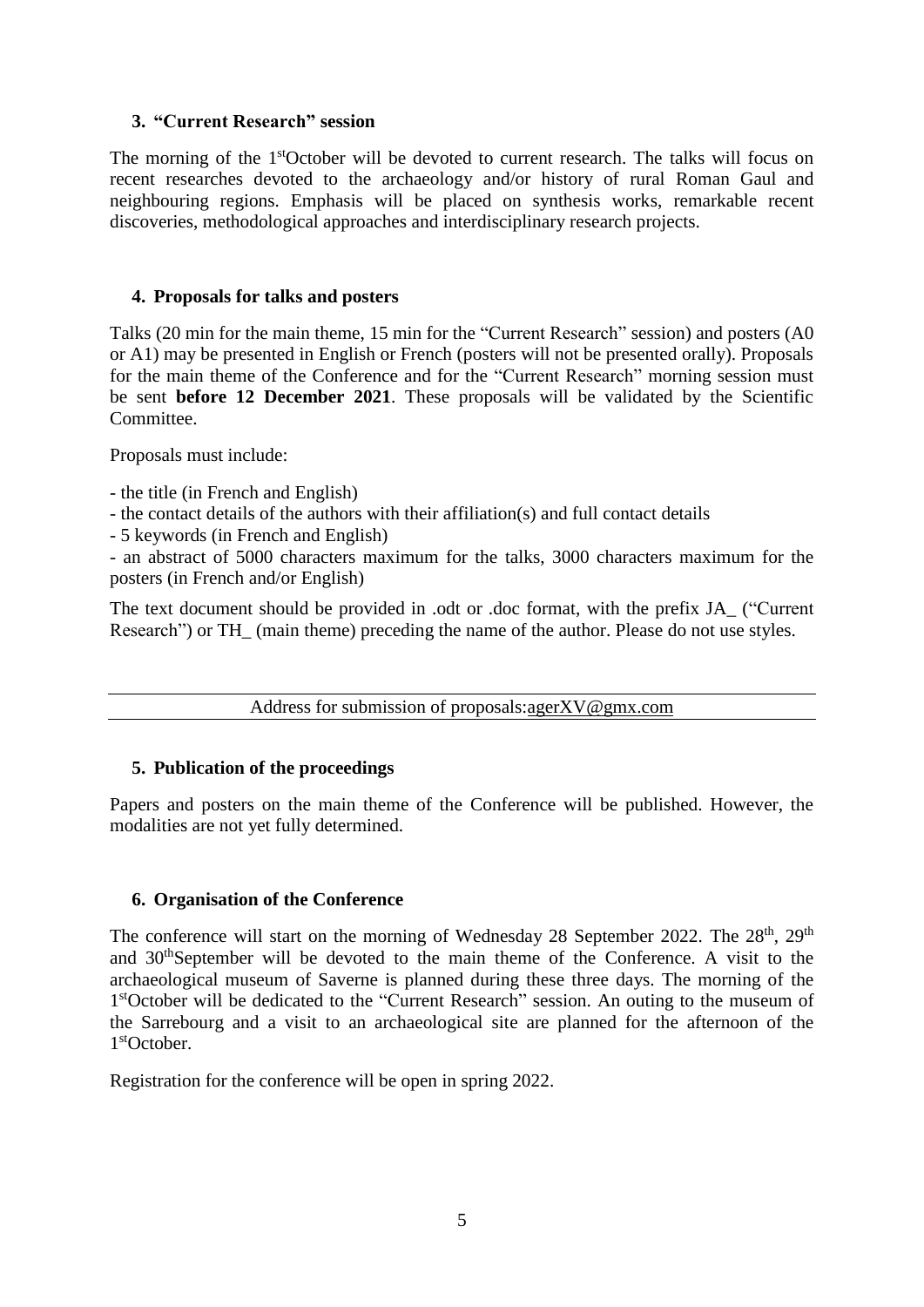### 3. "Current Research" session

The morning of the 1st October will be devoted to current research. The talks will focus on recent researches devoted to the archaeology and/or history of rural Roman Gaul and neighbouring regions. Emphasis will be placed on synthesis works, remarkable recent discoveries, methodological approaches and interdisciplinary research projects.

### 4. Proposals for talks and posters

Talks (20 min for the main theme, 15 min for the "Current Research" session) and posters (A0 or A1) may be presented in English or French (posters will not be presented orally). Proposals for the main theme of the Conference and for the "Current Research" morning session must be sent **before 12 December 2021**. These proposals will be validated by the Scientific Committee.

Proposals must include:

- the title (in French and English)
- the contact details of the authors with their affiliation(s) and full contact details
- 5 keywords (in French and English)
- an abstract of 5000 characters maximum for the talks, 3000 characters maximum for the posters (in French and/or English)

The text document should be provided in .odt or .doc format, with the prefix JA_ ("Current Research") or TH_ (main theme) preceding the name of the author. Please do not use styles.

---

Address for submission of proposals: agerXV@gmx.com

---

### 5. Publication of the proceedings

Papers and posters on the main theme of the Conference will be published. However, the modalities are not yet fully determined.

### 6. Organisation of the Conference

The conference will start on the morning of Wednesday 28 September 2022. The 28th, 29th and 30th September will be devoted to the main theme of the Conference. A visit to the archaeological museum of Saverne is planned during these three days. The morning of the 1st October will be dedicated to the "Current Research" session. An outing to the museum of the Sarrebourg and a visit to an archaeological site are planned for the afternoon of the 1st October.

Registration for the conference will be open in spring 2022.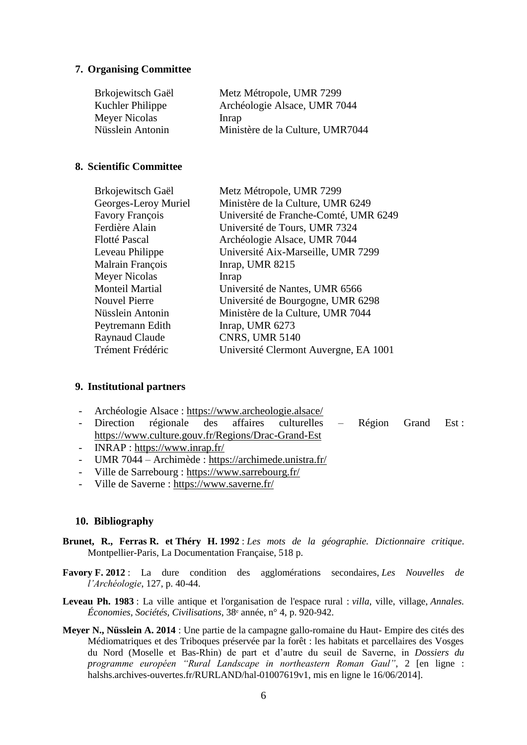## 7. Organising Committee

| | |
|---|---|
| Brkojewitsch Gaël | Metz Métropole, UMR 7299 |
| Kuchler Philippe | Archéologie Alsace, UMR 7044 |
| Meyer Nicolas | Inrap |
| Nüsslein Antonin | Ministère de la Culture, UMR7044 |

## 8. Scientific Committee

| | |
|---|---|
| Brkojewitsch Gaël | Metz Métropole, UMR 7299 |
| Georges-Leroy Muriel | Ministère de la Culture, UMR 6249 |
| Favory François | Université de Franche-Comté, UMR 6249 |
| Ferdière Alain | Université de Tours, UMR 7324 |
| Flotté Pascal | Archéologie Alsace, UMR 7044 |
| Leveau Philippe | Université Aix-Marseille, UMR 7299 |
| Malrain François | Inrap, UMR 8215 |
| Meyer Nicolas | Inrap |
| Monteil Martial | Université de Nantes, UMR 6566 |
| Nouvel Pierre | Université de Bourgogne, UMR 6298 |
| Nüsslein Antonin | Ministère de la Culture, UMR 7044 |
| Peytremann Edith | Inrap, UMR 6273 |
| Raynaud Claude | CNRS, UMR 5140 |
| Trément Frédéric | Université Clermont Auvergne, EA 1001 |

## 9. Institutional partners

- Archéologie Alsace : https://www.archeologie.alsace/
- Direction régionale des affaires culturelles – Région Grand Est : https://www.culture.gouv.fr/Regions/Drac-Grand-Est
- INRAP : https://www.inrap.fr/
- UMR 7044 – Archimède : https://archimede.unistra.fr/
- Ville de Sarrebourg : https://www.sarrebourg.fr/
- Ville de Saverne : https://www.saverne.fr/

## 10. Bibliography

**Brunet, R., Ferras R. et Théry H. 1992** : *Les mots de la géographie. Dictionnaire critique*. Montpellier-Paris, La Documentation Française, 518 p.

**Favory F. 2012** : La dure condition des agglomérations secondaires, *Les Nouvelles de l'Archéologie*, 127, p. 40-44.

**Leveau Ph. 1983** : La ville antique et l'organisation de l'espace rural : *villa*, ville, village, *Annales. Économies, Sociétés, Civilisations*, 38e année, n° 4, p. 920-942.

**Meyer N., Nüsslein A. 2014** : Une partie de la campagne gallo-romaine du Haut- Empire des cités des Médiomatriques et des Triboques préservée par la forêt : les habitats et parcellaires des Vosges du Nord (Moselle et Bas-Rhin) de part et d'autre du seuil de Saverne, in *Dossiers du programme européen "Rural Landscape in northeastern Roman Gaul"*, 2 [en ligne : halshs.archives-ouvertes.fr/RURLAND/hal-01007619v1, mis en ligne le 16/06/2014].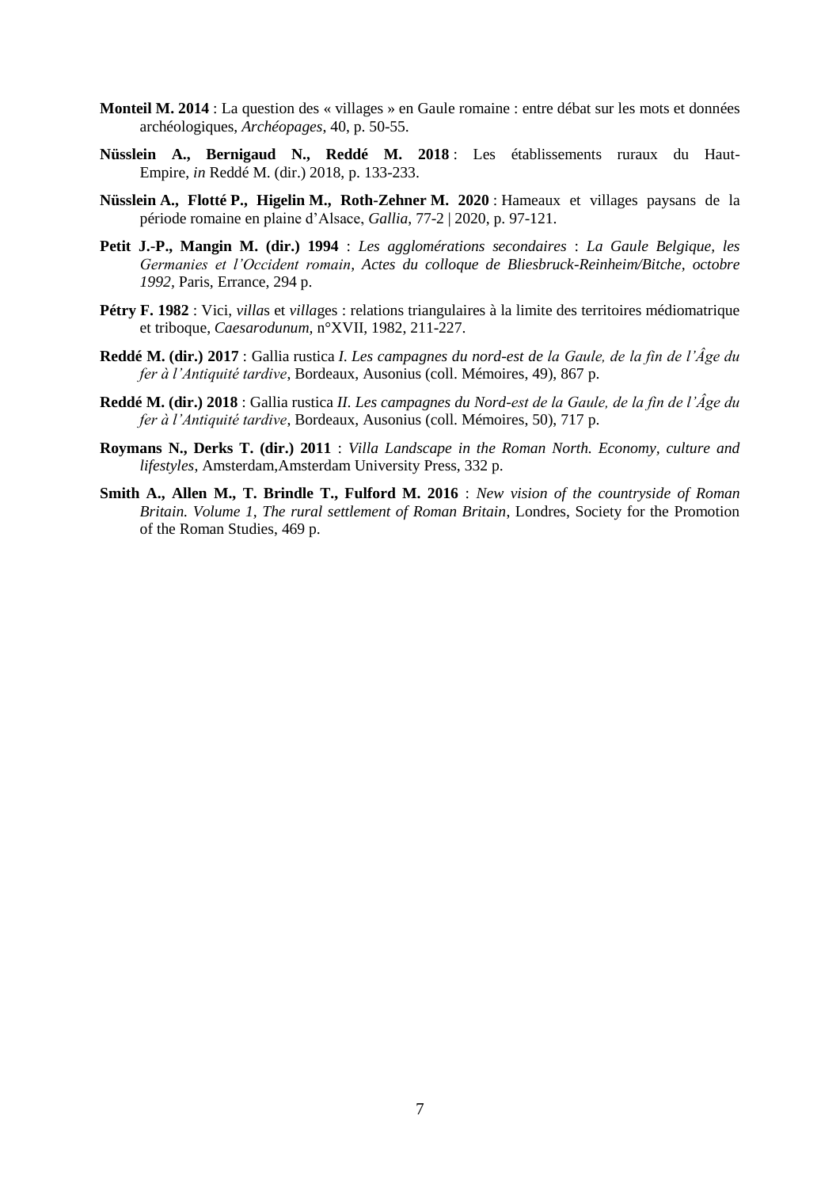**Monteil M. 2014** : La question des « villages » en Gaule romaine : entre débat sur les mots et données archéologiques, *Archéopages*, 40, p. 50-55.

**Nüsslein A., Bernigaud N., Reddé M. 2018** : Les établissements ruraux du Haut-Empire, *in* Reddé M. (dir.) 2018, p. 133-233.

**Nüsslein A., Flotté P., Higelin M., Roth-Zehner M. 2020** : Hameaux et villages paysans de la période romaine en plaine d'Alsace, *Gallia*, 77-2 | 2020, p. 97-121.

**Petit J.-P., Mangin M. (dir.) 1994** : *Les agglomérations secondaires* : *La Gaule Belgique, les Germanies et l'Occident romain*, *Actes du colloque de Bliesbruck-Reinheim/Bitche, octobre 1992*, Paris, Errance, 294 p.

**Pétry F. 1982** : Vici, *villa*s et *villa*ges : relations triangulaires à la limite des territoires médiomatrique et triboque, *Caesarodunum*, n°XVII, 1982, 211-227.

**Reddé M. (dir.) 2017** : Gallia rustica *I. Les campagnes du nord-est de la Gaule, de la fin de l'Âge du fer à l'Antiquité tardive*, Bordeaux, Ausonius (coll. Mémoires, 49), 867 p.

**Reddé M. (dir.) 2018** : Gallia rustica *II. Les campagnes du Nord-est de la Gaule, de la fin de l'Âge du fer à l'Antiquité tardive*, Bordeaux, Ausonius (coll. Mémoires, 50), 717 p.

**Roymans N., Derks T. (dir.) 2011** : *Villa Landscape in the Roman North. Economy, culture and lifestyles*, Amsterdam,Amsterdam University Press, 332 p.

**Smith A., Allen M., T. Brindle T., Fulford M. 2016** : *New vision of the countryside of Roman Britain. Volume 1, The rural settlement of Roman Britain*, Londres, Society for the Promotion of the Roman Studies, 469 p.